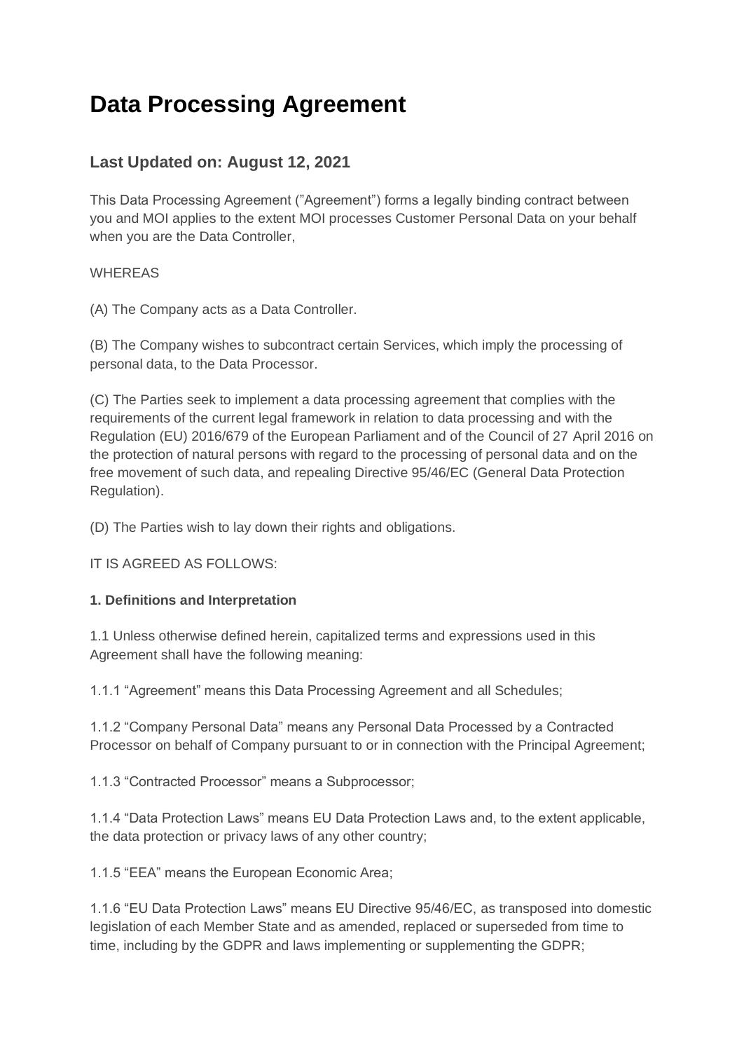# Data Processing Agreement

## Last Updated on: August 12, 2021

This Data Processing Agreement (”Agreement”) forms a legally binding contract between you and MOI applies to the extent MOI processes Customer Personal Data on your behalf when you are the Data Controller,

WHEREAS

(A) The Company acts as a Data Controller.

(B) The Company wishes to subcontract certain Services, which imply the processing of personal data, to the Data Processor.

(C) The Parties seek to implement a data processing agreement that complies with the requirements of the current legal framework in relation to data processing and with the Regulation (EU) 2016/679 of the European Parliament and of the Council of 27 April 2016 on the protection of natural persons with regard to the processing of personal data and on the free movement of such data, and repealing Directive 95/46/EC (General Data Protection Regulation).

(D) The Parties wish to lay down their rights and obligations.

IT IS AGREED AS FOLLOWS:

**1. Definitions and Interpretation**

1.1 Unless otherwise defined herein, capitalized terms and expressions used in this Agreement shall have the following meaning:

1.1.1 “Agreement” means this Data Processing Agreement and all Schedules;

1.1.2 “Company Personal Data” means any Personal Data Processed by a Contracted Processor on behalf of Company pursuant to or in connection with the Principal Agreement;

1.1.3 “Contracted Processor” means a Subprocessor;

1.1.4 “Data Protection Laws” means EU Data Protection Laws and, to the extent applicable, the data protection or privacy laws of any other country;

1.1.5 “EEA” means the European Economic Area;

1.1.6 “EU Data Protection Laws” means EU Directive 95/46/EC, as transposed into domestic legislation of each Member State and as amended, replaced or superseded from time to time, including by the GDPR and laws implementing or supplementing the GDPR;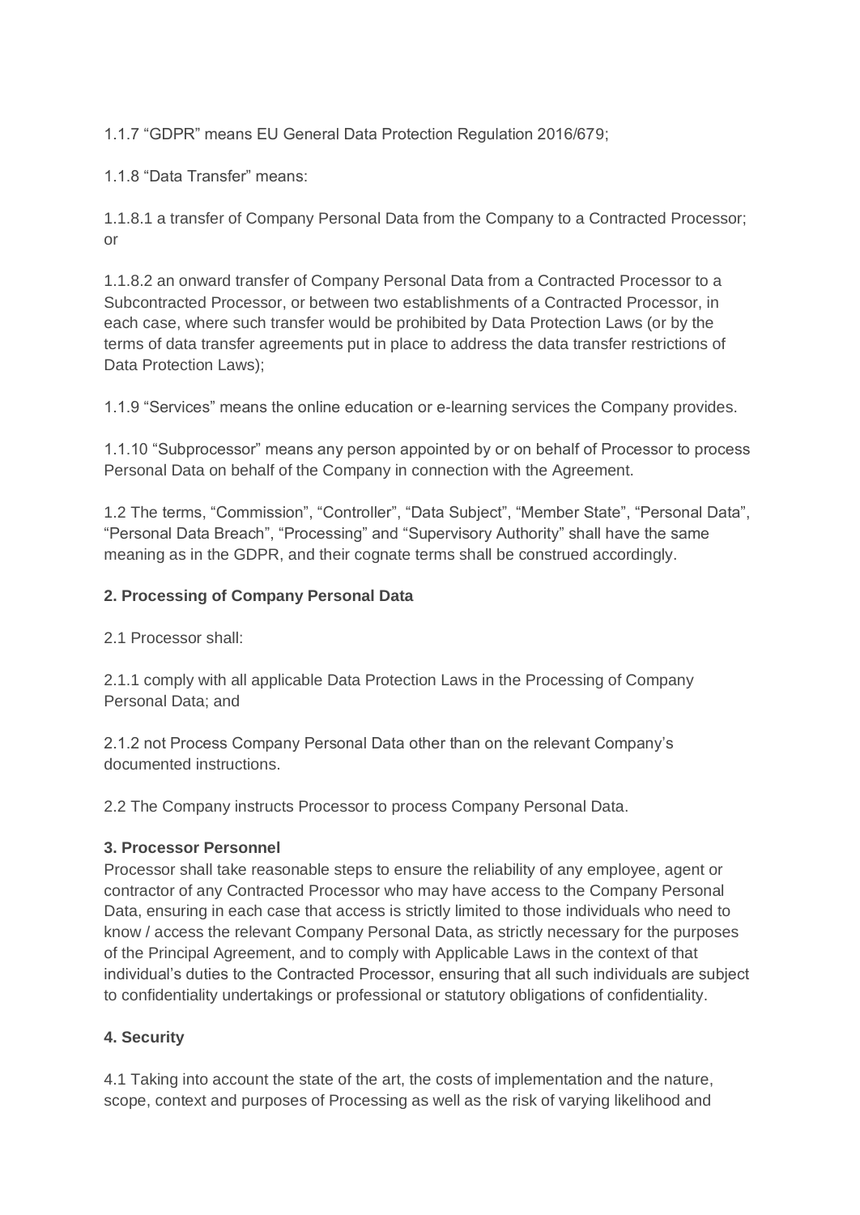1.1.7 “GDPR” means EU General Data Protection Regulation 2016/679;

1.1.8 “Data Transfer” means:

1.1.8.1 a transfer of Company Personal Data from the Company to a Contracted Processor; or

1.1.8.2 an onward transfer of Company Personal Data from a Contracted Processor to a Subcontracted Processor, or between two establishments of a Contracted Processor, in each case, where such transfer would be prohibited by Data Protection Laws (or by the terms of data transfer agreements put in place to address the data transfer restrictions of Data Protection Laws);

1.1.9 “Services” means the online education or e-learning services the Company provides.

1.1.10 “Subprocessor” means any person appointed by or on behalf of Processor to process Personal Data on behalf of the Company in connection with the Agreement.

1.2 The terms, “Commission”, “Controller”, “Data Subject”, “Member State”, “Personal Data”, “Personal Data Breach”, “Processing” and “Supervisory Authority” shall have the same meaning as in the GDPR, and their cognate terms shall be construed accordingly.

**2. Processing of Company Personal Data**

2.1 Processor shall:

2.1.1 comply with all applicable Data Protection Laws in the Processing of Company Personal Data; and

2.1.2 not Process Company Personal Data other than on the relevant Company’s documented instructions.

2.2 The Company instructs Processor to process Company Personal Data.

**3. Processor Personnel**

Processor shall take reasonable steps to ensure the reliability of any employee, agent or contractor of any Contracted Processor who may have access to the Company Personal Data, ensuring in each case that access is strictly limited to those individuals who need to know / access the relevant Company Personal Data, as strictly necessary for the purposes of the Principal Agreement, and to comply with Applicable Laws in the context of that individual’s duties to the Contracted Processor, ensuring that all such individuals are subject to confidentiality undertakings or professional or statutory obligations of confidentiality.

**4. Security**

4.1 Taking into account the state of the art, the costs of implementation and the nature, scope, context and purposes of Processing as well as the risk of varying likelihood and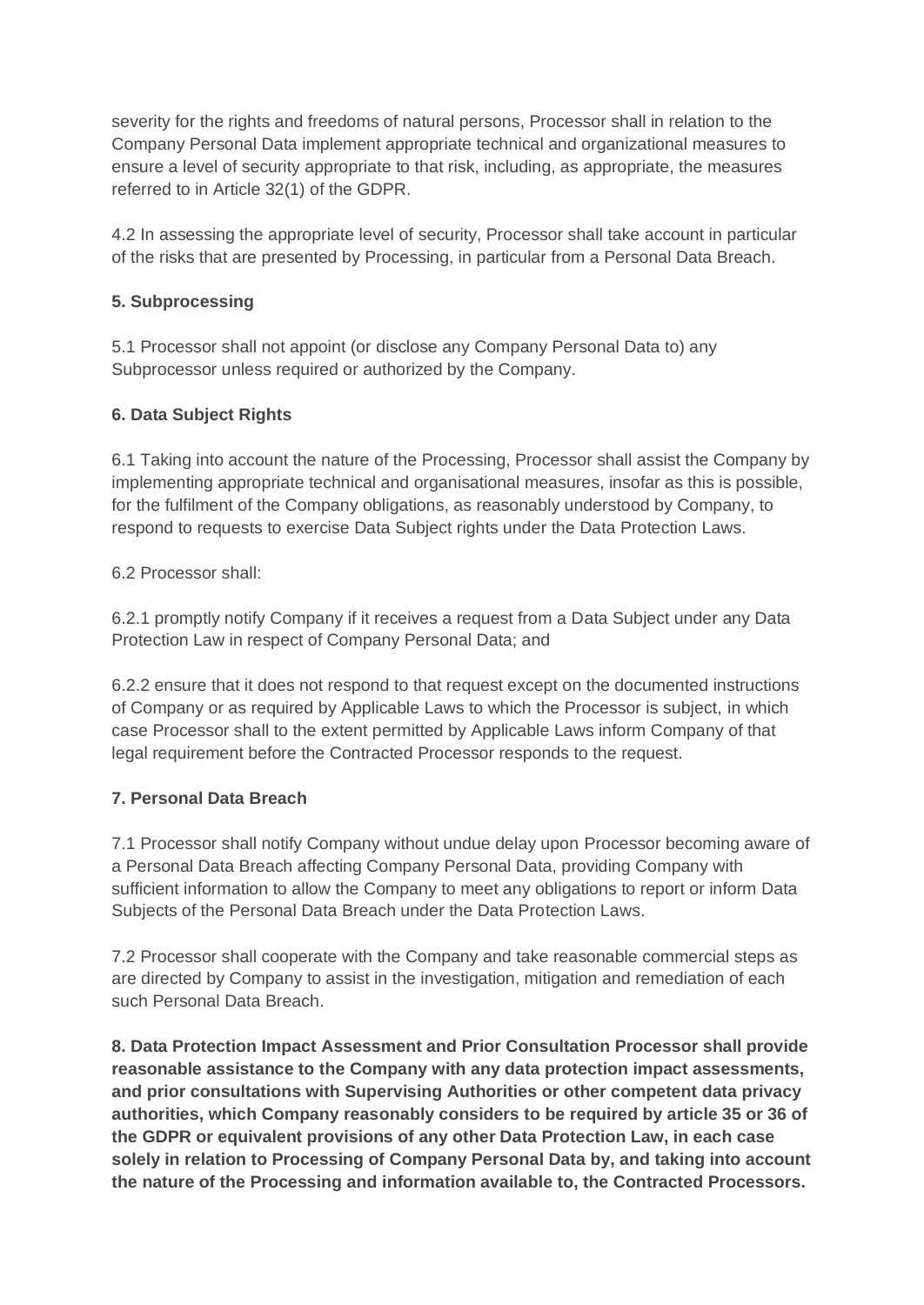severity for the rights and freedoms of natural persons, Processor shall in relation to the Company Personal Data implement appropriate technical and organizational measures to ensure a level of security appropriate to that risk, including, as appropriate, the measures referred to in Article 32(1) of the GDPR.

4.2 In assessing the appropriate level of security, Processor shall take account in particular of the risks that are presented by Processing, in particular from a Personal Data Breach.

**5. Subprocessing**

5.1 Processor shall not appoint (or disclose any Company Personal Data to) any Subprocessor unless required or authorized by the Company.

**6. Data Subject Rights**

6.1 Taking into account the nature of the Processing, Processor shall assist the Company by implementing appropriate technical and organisational measures, insofar as this is possible, for the fulfilment of the Company obligations, as reasonably understood by Company, to respond to requests to exercise Data Subject rights under the Data Protection Laws.

6.2 Processor shall:

6.2.1 promptly notify Company if it receives a request from a Data Subject under any Data Protection Law in respect of Company Personal Data; and

6.2.2 ensure that it does not respond to that request except on the documented instructions of Company or as required by Applicable Laws to which the Processor is subject, in which case Processor shall to the extent permitted by Applicable Laws inform Company of that legal requirement before the Contracted Processor responds to the request.

**7. Personal Data Breach**

7.1 Processor shall notify Company without undue delay upon Processor becoming aware of a Personal Data Breach affecting Company Personal Data, providing Company with sufficient information to allow the Company to meet any obligations to report or inform Data Subjects of the Personal Data Breach under the Data Protection Laws.

7.2 Processor shall cooperate with the Company and take reasonable commercial steps as are directed by Company to assist in the investigation, mitigation and remediation of each such Personal Data Breach.

**8. Data Protection Impact Assessment and Prior Consultation Processor shall provide reasonable assistance to the Company with any data protection impact assessments, and prior consultations with Supervising Authorities or other competent data privacy authorities, which Company reasonably considers to be required by article 35 or 36 of the GDPR or equivalent provisions of any other Data Protection Law, in each case solely in relation to Processing of Company Personal Data by, and taking into account the nature of the Processing and information available to, the Contracted Processors.**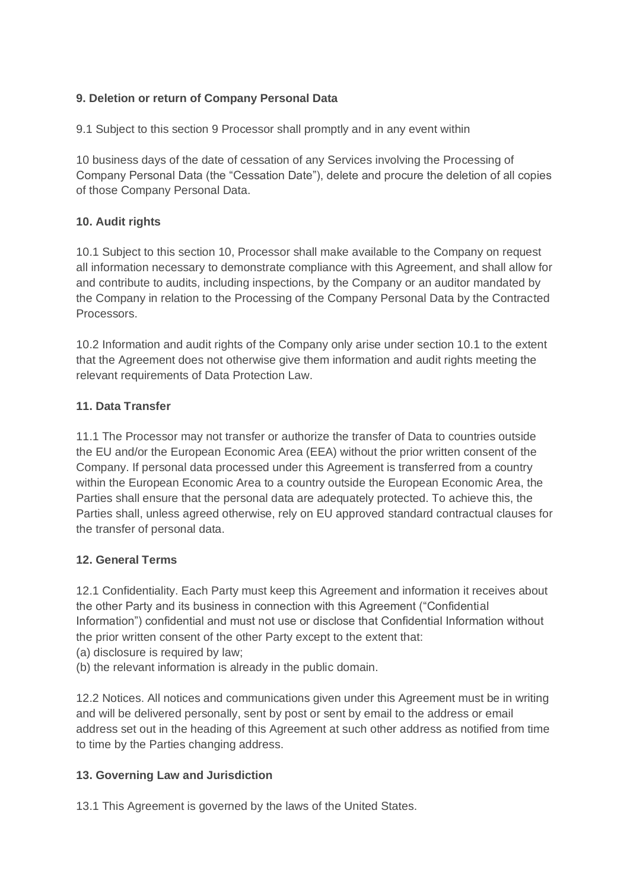**9. Deletion or return of Company Personal Data**

9.1 Subject to this section 9 Processor shall promptly and in any event within

10 business days of the date of cessation of any Services involving the Processing of Company Personal Data (the "Cessation Date"), delete and procure the deletion of all copies of those Company Personal Data.

**10. Audit rights**

10.1 Subject to this section 10, Processor shall make available to the Company on request all information necessary to demonstrate compliance with this Agreement, and shall allow for and contribute to audits, including inspections, by the Company or an auditor mandated by the Company in relation to the Processing of the Company Personal Data by the Contracted Processors.

10.2 Information and audit rights of the Company only arise under section 10.1 to the extent that the Agreement does not otherwise give them information and audit rights meeting the relevant requirements of Data Protection Law.

**11. Data Transfer**

11.1 The Processor may not transfer or authorize the transfer of Data to countries outside the EU and/or the European Economic Area (EEA) without the prior written consent of the Company. If personal data processed under this Agreement is transferred from a country within the European Economic Area to a country outside the European Economic Area, the Parties shall ensure that the personal data are adequately protected. To achieve this, the Parties shall, unless agreed otherwise, rely on EU approved standard contractual clauses for the transfer of personal data.

**12. General Terms**

12.1 Confidentiality. Each Party must keep this Agreement and information it receives about the other Party and its business in connection with this Agreement ("Confidential Information") confidential and must not use or disclose that Confidential Information without the prior written consent of the other Party except to the extent that:
(a) disclosure is required by law;
(b) the relevant information is already in the public domain.

12.2 Notices. All notices and communications given under this Agreement must be in writing and will be delivered personally, sent by post or sent by email to the address or email address set out in the heading of this Agreement at such other address as notified from time to time by the Parties changing address.

**13. Governing Law and Jurisdiction**

13.1 This Agreement is governed by the laws of the United States.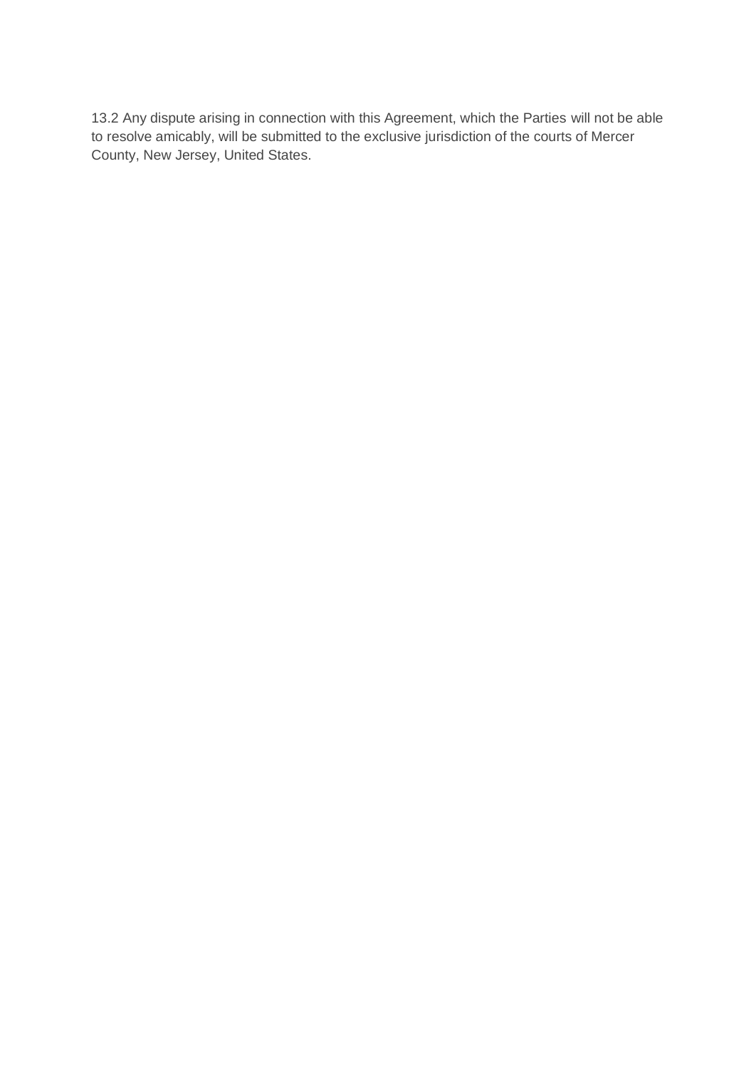13.2 Any dispute arising in connection with this Agreement, which the Parties will not be able to resolve amicably, will be submitted to the exclusive jurisdiction of the courts of Mercer County, New Jersey, United States.